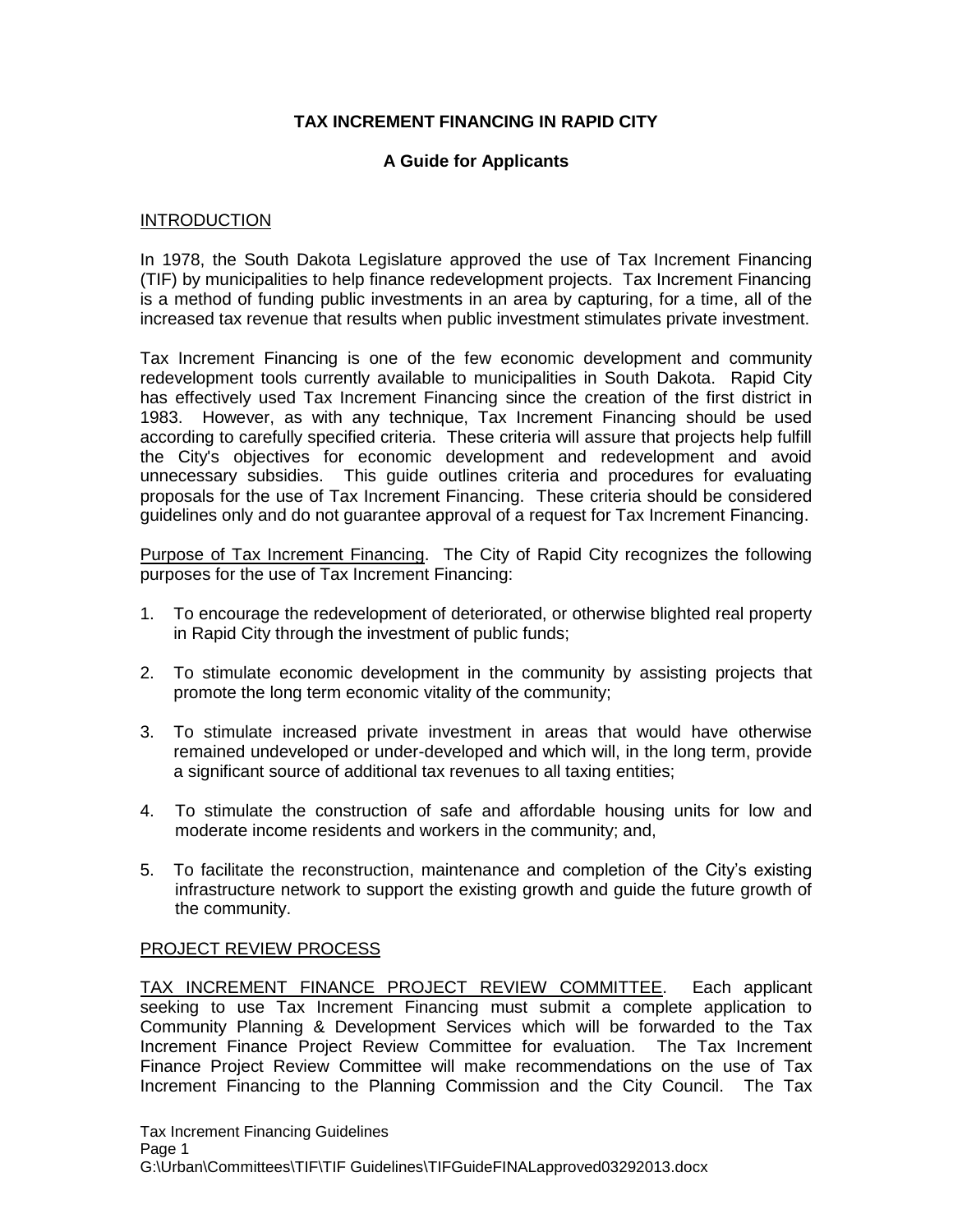# TAX INCREMENT FINANCING IN RAPID CITY

## A Guide for Applicants

INTRODUCTION

In 1978, the South Dakota Legislature approved the use of Tax Increment Financing (TIF) by municipalities to help finance redevelopment projects. Tax Increment Financing is a method of funding public investments in an area by capturing, for a time, all of the increased tax revenue that results when public investment stimulates private investment.

Tax Increment Financing is one of the few economic development and community redevelopment tools currently available to municipalities in South Dakota. Rapid City has effectively used Tax Increment Financing since the creation of the first district in 1983. However, as with any technique, Tax Increment Financing should be used according to carefully specified criteria. These criteria will assure that projects help fulfill the City's objectives for economic development and redevelopment and avoid unnecessary subsidies. This guide outlines criteria and procedures for evaluating proposals for the use of Tax Increment Financing. These criteria should be considered guidelines only and do not guarantee approval of a request for Tax Increment Financing.

Purpose of Tax Increment Financing. The City of Rapid City recognizes the following purposes for the use of Tax Increment Financing:

1. To encourage the redevelopment of deteriorated, or otherwise blighted real property in Rapid City through the investment of public funds;

2. To stimulate economic development in the community by assisting projects that promote the long term economic vitality of the community;

3. To stimulate increased private investment in areas that would have otherwise remained undeveloped or under-developed and which will, in the long term, provide a significant source of additional tax revenues to all taxing entities;

4. To stimulate the construction of safe and affordable housing units for low and moderate income residents and workers in the community; and,

5. To facilitate the reconstruction, maintenance and completion of the City's existing infrastructure network to support the existing growth and guide the future growth of the community.

PROJECT REVIEW PROCESS

TAX INCREMENT FINANCE PROJECT REVIEW COMMITTEE. Each applicant seeking to use Tax Increment Financing must submit a complete application to Community Planning & Development Services which will be forwarded to the Tax Increment Finance Project Review Committee for evaluation. The Tax Increment Finance Project Review Committee will make recommendations on the use of Tax Increment Financing to the Planning Commission and the City Council. The Tax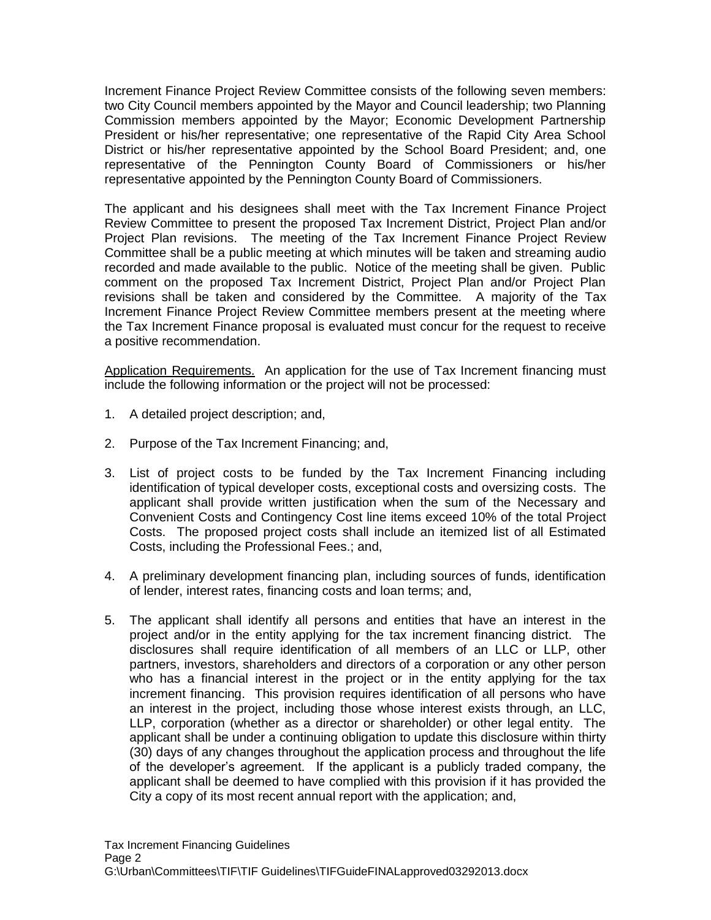Increment Finance Project Review Committee consists of the following seven members: two City Council members appointed by the Mayor and Council leadership; two Planning Commission members appointed by the Mayor; Economic Development Partnership President or his/her representative; one representative of the Rapid City Area School District or his/her representative appointed by the School Board President; and, one representative of the Pennington County Board of Commissioners or his/her representative appointed by the Pennington County Board of Commissioners.

The applicant and his designees shall meet with the Tax Increment Finance Project Review Committee to present the proposed Tax Increment District, Project Plan and/or Project Plan revisions. The meeting of the Tax Increment Finance Project Review Committee shall be a public meeting at which minutes will be taken and streaming audio recorded and made available to the public. Notice of the meeting shall be given. Public comment on the proposed Tax Increment District, Project Plan and/or Project Plan revisions shall be taken and considered by the Committee. A majority of the Tax Increment Finance Project Review Committee members present at the meeting where the Tax Increment Finance proposal is evaluated must concur for the request to receive a positive recommendation.

<u>Application Requirements.</u> An application for the use of Tax Increment financing must include the following information or the project will not be processed:

1. A detailed project description; and,

2. Purpose of the Tax Increment Financing; and,

3. List of project costs to be funded by the Tax Increment Financing including identification of typical developer costs, exceptional costs and oversizing costs. The applicant shall provide written justification when the sum of the Necessary and Convenient Costs and Contingency Cost line items exceed 10% of the total Project Costs. The proposed project costs shall include an itemized list of all Estimated Costs, including the Professional Fees.; and,

4. A preliminary development financing plan, including sources of funds, identification of lender, interest rates, financing costs and loan terms; and,

5. The applicant shall identify all persons and entities that have an interest in the project and/or in the entity applying for the tax increment financing district. The disclosures shall require identification of all members of an LLC or LLP, other partners, investors, shareholders and directors of a corporation or any other person who has a financial interest in the project or in the entity applying for the tax increment financing. This provision requires identification of all persons who have an interest in the project, including those whose interest exists through, an LLC, LLP, corporation (whether as a director or shareholder) or other legal entity. The applicant shall be under a continuing obligation to update this disclosure within thirty (30) days of any changes throughout the application process and throughout the life of the developer's agreement. If the applicant is a publicly traded company, the applicant shall be deemed to have complied with this provision if it has provided the City a copy of its most recent annual report with the application; and,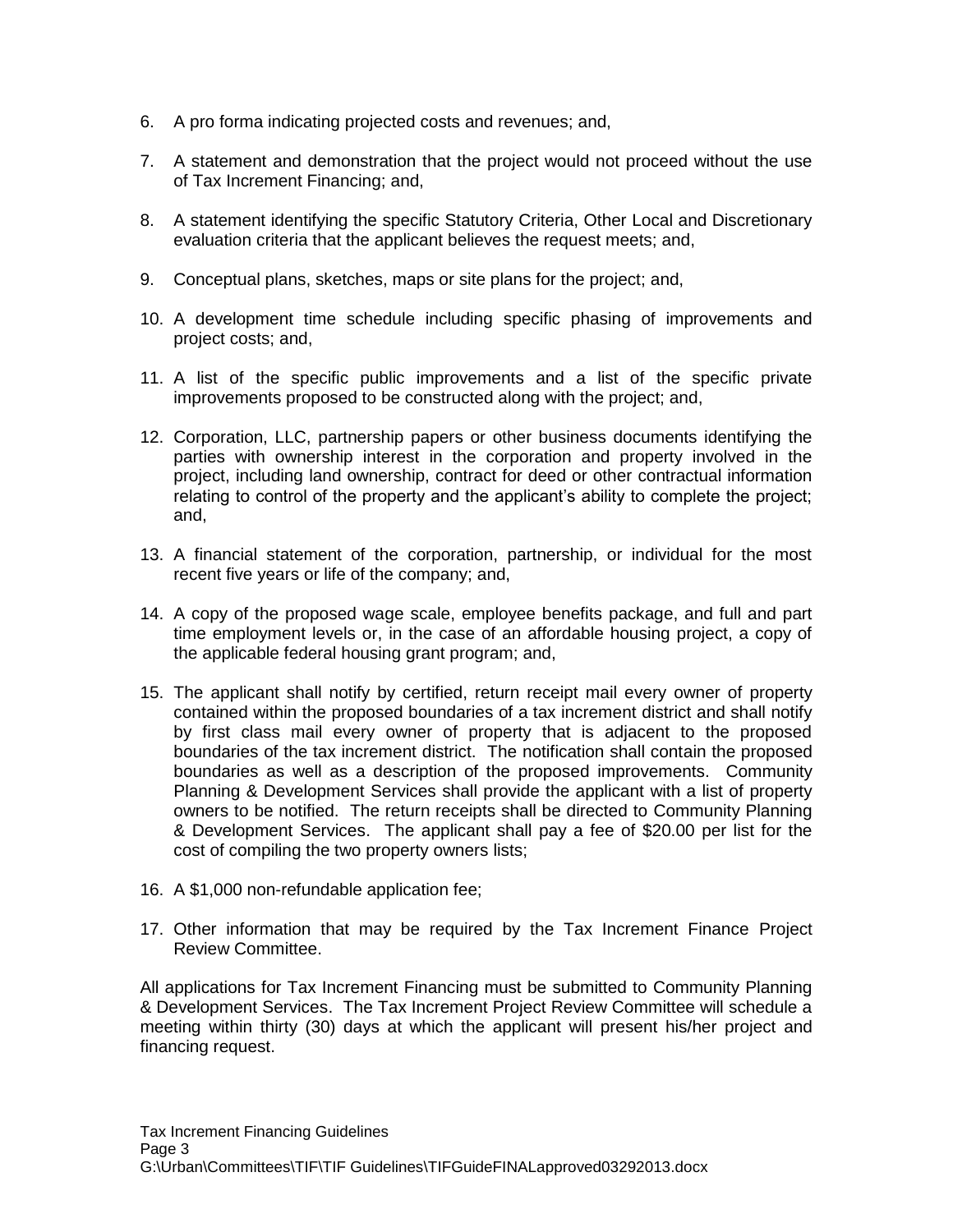6. A pro forma indicating projected costs and revenues; and,

7. A statement and demonstration that the project would not proceed without the use of Tax Increment Financing; and,

8. A statement identifying the specific Statutory Criteria, Other Local and Discretionary evaluation criteria that the applicant believes the request meets; and,

9. Conceptual plans, sketches, maps or site plans for the project; and,

10. A development time schedule including specific phasing of improvements and project costs; and,

11. A list of the specific public improvements and a list of the specific private improvements proposed to be constructed along with the project; and,

12. Corporation, LLC, partnership papers or other business documents identifying the parties with ownership interest in the corporation and property involved in the project, including land ownership, contract for deed or other contractual information relating to control of the property and the applicant's ability to complete the project; and,

13. A financial statement of the corporation, partnership, or individual for the most recent five years or life of the company; and,

14. A copy of the proposed wage scale, employee benefits package, and full and part time employment levels or, in the case of an affordable housing project, a copy of the applicable federal housing grant program; and,

15. The applicant shall notify by certified, return receipt mail every owner of property contained within the proposed boundaries of a tax increment district and shall notify by first class mail every owner of property that is adjacent to the proposed boundaries of the tax increment district. The notification shall contain the proposed boundaries as well as a description of the proposed improvements. Community Planning & Development Services shall provide the applicant with a list of property owners to be notified. The return receipts shall be directed to Community Planning & Development Services. The applicant shall pay a fee of $20.00 per list for the cost of compiling the two property owners lists;

16. A $1,000 non-refundable application fee;

17. Other information that may be required by the Tax Increment Finance Project Review Committee.

All applications for Tax Increment Financing must be submitted to Community Planning & Development Services. The Tax Increment Project Review Committee will schedule a meeting within thirty (30) days at which the applicant will present his/her project and financing request.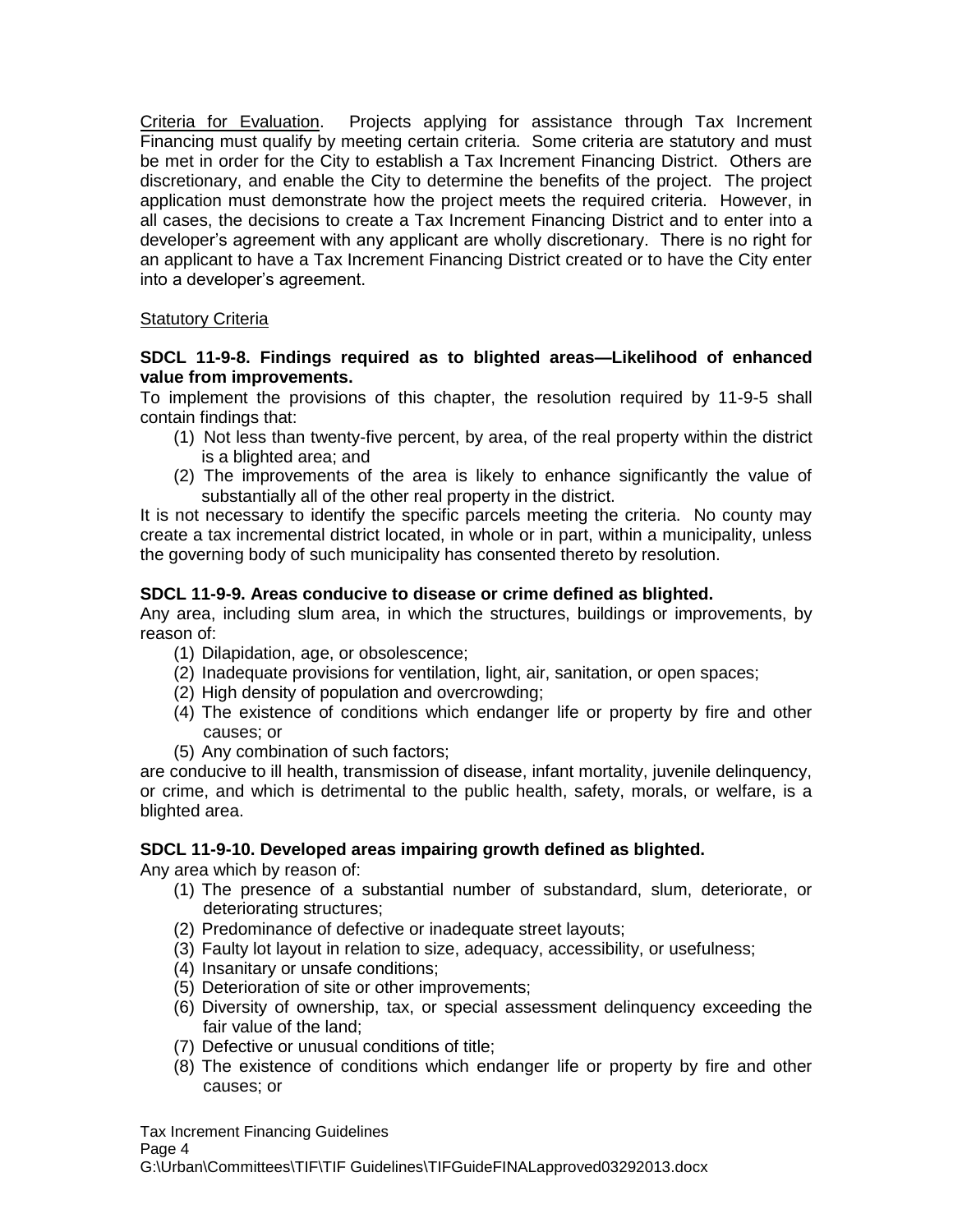<u>Criteria for Evaluation</u>. Projects applying for assistance through Tax Increment Financing must qualify by meeting certain criteria. Some criteria are statutory and must be met in order for the City to establish a Tax Increment Financing District. Others are discretionary, and enable the City to determine the benefits of the project. The project application must demonstrate how the project meets the required criteria. However, in all cases, the decisions to create a Tax Increment Financing District and to enter into a developer's agreement with any applicant are wholly discretionary. There is no right for an applicant to have a Tax Increment Financing District created or to have the City enter into a developer's agreement.

<u>Statutory Criteria</u>

**SDCL 11-9-8. Findings required as to blighted areas—Likelihood of enhanced value from improvements.**

To implement the provisions of this chapter, the resolution required by 11-9-5 shall contain findings that:

(1) Not less than twenty-five percent, by area, of the real property within the district is a blighted area; and
(2) The improvements of the area is likely to enhance significantly the value of substantially all of the other real property in the district.

It is not necessary to identify the specific parcels meeting the criteria. No county may create a tax incremental district located, in whole or in part, within a municipality, unless the governing body of such municipality has consented thereto by resolution.

**SDCL 11-9-9. Areas conducive to disease or crime defined as blighted.**

Any area, including slum area, in which the structures, buildings or improvements, by reason of:

(1) Dilapidation, age, or obsolescence;
(2) Inadequate provisions for ventilation, light, air, sanitation, or open spaces;
(2) High density of population and overcrowding;
(4) The existence of conditions which endanger life or property by fire and other causes; or
(5) Any combination of such factors;

are conducive to ill health, transmission of disease, infant mortality, juvenile delinquency, or crime, and which is detrimental to the public health, safety, morals, or welfare, is a blighted area.

**SDCL 11-9-10. Developed areas impairing growth defined as blighted.**

Any area which by reason of:

(1) The presence of a substantial number of substandard, slum, deteriorate, or deteriorating structures;
(2) Predominance of defective or inadequate street layouts;
(3) Faulty lot layout in relation to size, adequacy, accessibility, or usefulness;
(4) Insanitary or unsafe conditions;
(5) Deterioration of site or other improvements;
(6) Diversity of ownership, tax, or special assessment delinquency exceeding the fair value of the land;
(7) Defective or unusual conditions of title;
(8) The existence of conditions which endanger life or property by fire and other causes; or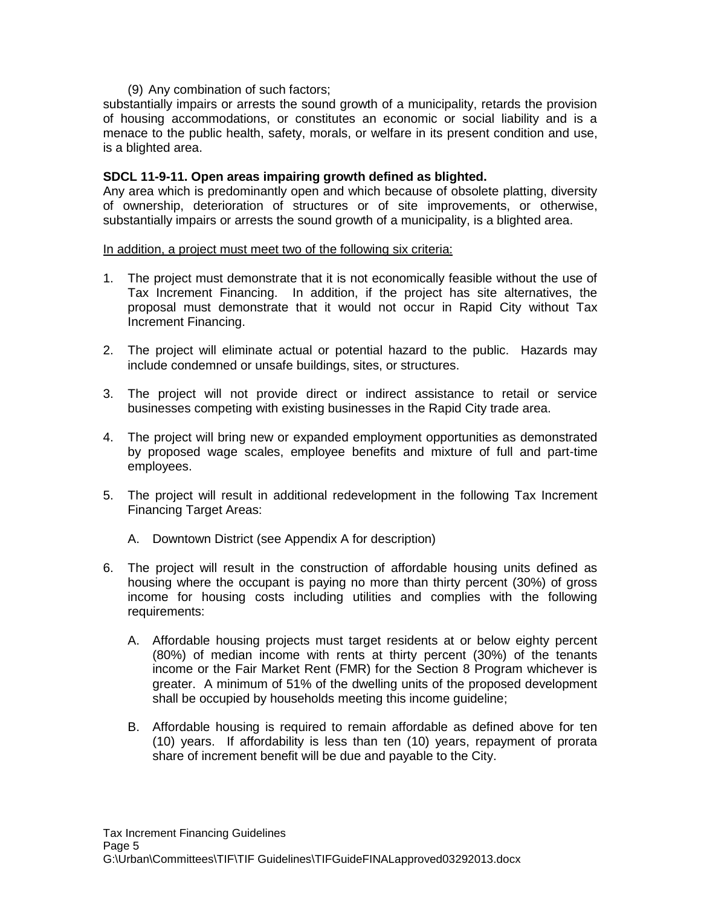(9) Any combination of such factors;

substantially impairs or arrests the sound growth of a municipality, retards the provision of housing accommodations, or constitutes an economic or social liability and is a menace to the public health, safety, morals, or welfare in its present condition and use, is a blighted area.

**SDCL 11-9-11. Open areas impairing growth defined as blighted.**
Any area which is predominantly open and which because of obsolete platting, diversity of ownership, deterioration of structures or of site improvements, or otherwise, substantially impairs or arrests the sound growth of a municipality, is a blighted area.

<u>In addition, a project must meet two of the following six criteria:</u>

1. The project must demonstrate that it is not economically feasible without the use of Tax Increment Financing. In addition, if the project has site alternatives, the proposal must demonstrate that it would not occur in Rapid City without Tax Increment Financing.

2. The project will eliminate actual or potential hazard to the public. Hazards may include condemned or unsafe buildings, sites, or structures.

3. The project will not provide direct or indirect assistance to retail or service businesses competing with existing businesses in the Rapid City trade area.

4. The project will bring new or expanded employment opportunities as demonstrated by proposed wage scales, employee benefits and mixture of full and part-time employees.

5. The project will result in additional redevelopment in the following Tax Increment Financing Target Areas:

   A. Downtown District (see Appendix A for description)

6. The project will result in the construction of affordable housing units defined as housing where the occupant is paying no more than thirty percent (30%) of gross income for housing costs including utilities and complies with the following requirements:

   A. Affordable housing projects must target residents at or below eighty percent (80%) of median income with rents at thirty percent (30%) of the tenants income or the Fair Market Rent (FMR) for the Section 8 Program whichever is greater. A minimum of 51% of the dwelling units of the proposed development shall be occupied by households meeting this income guideline;

   B. Affordable housing is required to remain affordable as defined above for ten (10) years. If affordability is less than ten (10) years, repayment of prorata share of increment benefit will be due and payable to the City.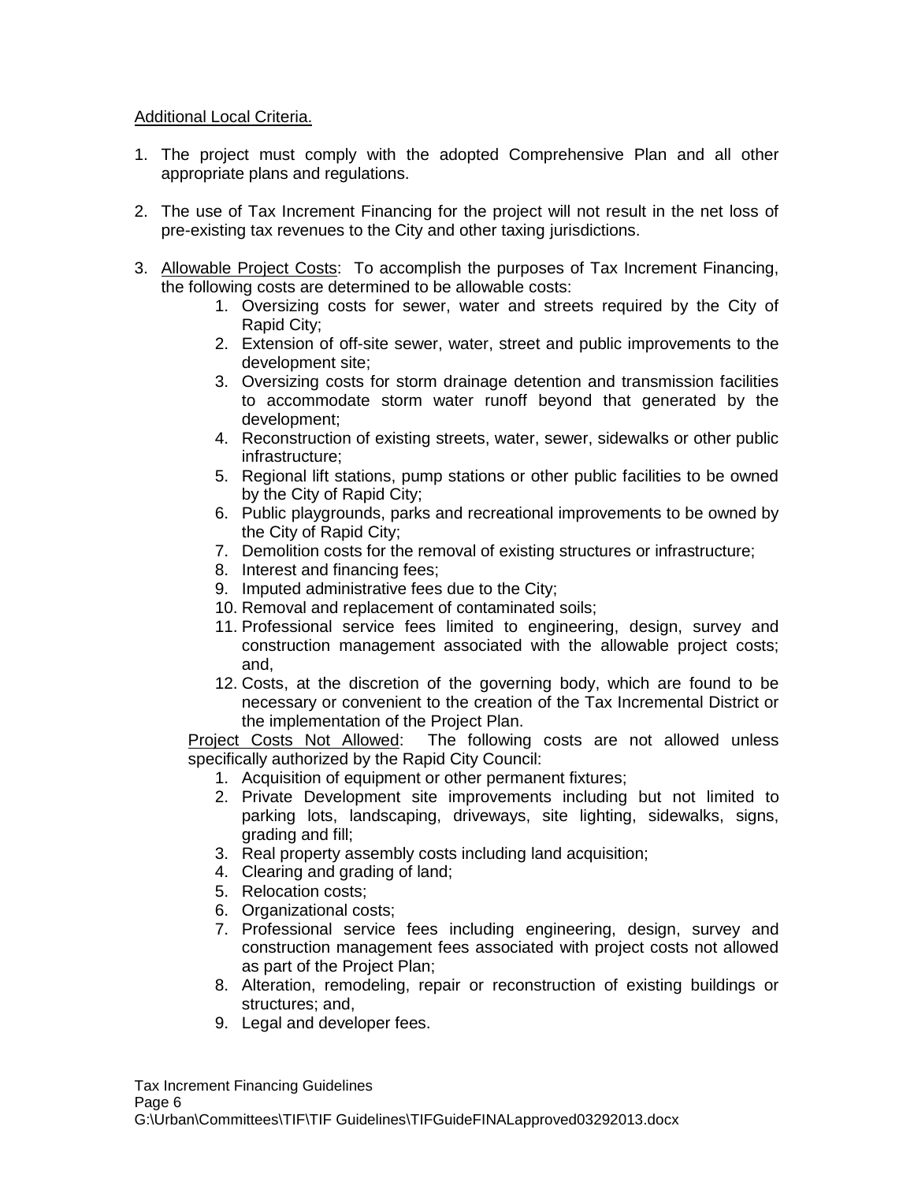Additional Local Criteria.

1. The project must comply with the adopted Comprehensive Plan and all other appropriate plans and regulations.

2. The use of Tax Increment Financing for the project will not result in the net loss of pre-existing tax revenues to the City and other taxing jurisdictions.

3. Allowable Project Costs: To accomplish the purposes of Tax Increment Financing, the following costs are determined to be allowable costs:
    1. Oversizing costs for sewer, water and streets required by the City of Rapid City;
    2. Extension of off-site sewer, water, street and public improvements to the development site;
    3. Oversizing costs for storm drainage detention and transmission facilities to accommodate storm water runoff beyond that generated by the development;
    4. Reconstruction of existing streets, water, sewer, sidewalks or other public infrastructure;
    5. Regional lift stations, pump stations or other public facilities to be owned by the City of Rapid City;
    6. Public playgrounds, parks and recreational improvements to be owned by the City of Rapid City;
    7. Demolition costs for the removal of existing structures or infrastructure;
    8. Interest and financing fees;
    9. Imputed administrative fees due to the City;
    10. Removal and replacement of contaminated soils;
    11. Professional service fees limited to engineering, design, survey and construction management associated with the allowable project costs; and,
    12. Costs, at the discretion of the governing body, which are found to be necessary or convenient to the creation of the Tax Incremental District or the implementation of the Project Plan.

    Project Costs Not Allowed: The following costs are not allowed unless specifically authorized by the Rapid City Council:
    1. Acquisition of equipment or other permanent fixtures;
    2. Private Development site improvements including but not limited to parking lots, landscaping, driveways, site lighting, sidewalks, signs, grading and fill;
    3. Real property assembly costs including land acquisition;
    4. Clearing and grading of land;
    5. Relocation costs;
    6. Organizational costs;
    7. Professional service fees including engineering, design, survey and construction management fees associated with project costs not allowed as part of the Project Plan;
    8. Alteration, remodeling, repair or reconstruction of existing buildings or structures; and,
    9. Legal and developer fees.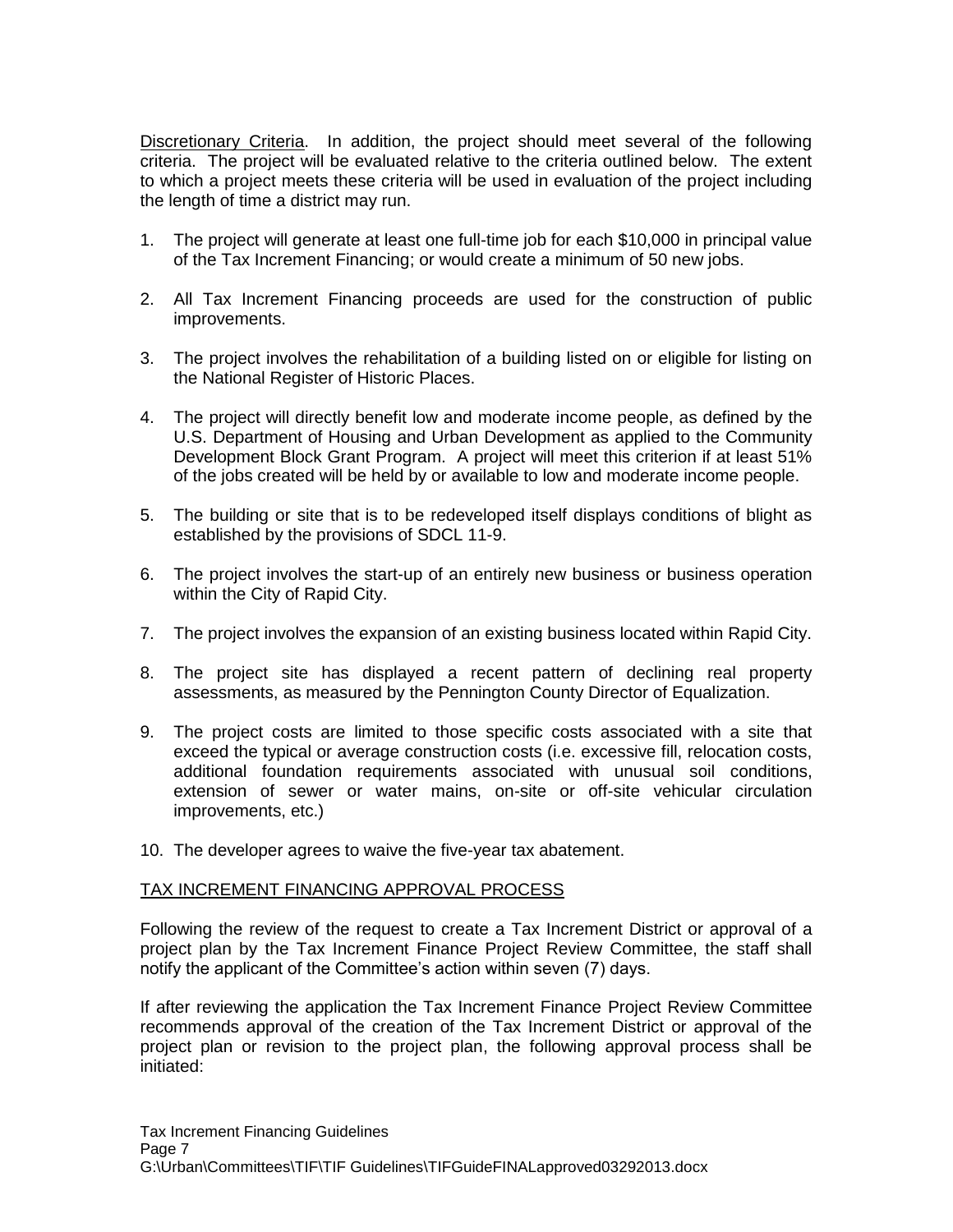Discretionary Criteria. In addition, the project should meet several of the following criteria. The project will be evaluated relative to the criteria outlined below. The extent to which a project meets these criteria will be used in evaluation of the project including the length of time a district may run.

1. The project will generate at least one full-time job for each $10,000 in principal value of the Tax Increment Financing; or would create a minimum of 50 new jobs.

2. All Tax Increment Financing proceeds are used for the construction of public improvements.

3. The project involves the rehabilitation of a building listed on or eligible for listing on the National Register of Historic Places.

4. The project will directly benefit low and moderate income people, as defined by the U.S. Department of Housing and Urban Development as applied to the Community Development Block Grant Program. A project will meet this criterion if at least 51% of the jobs created will be held by or available to low and moderate income people.

5. The building or site that is to be redeveloped itself displays conditions of blight as established by the provisions of SDCL 11-9.

6. The project involves the start-up of an entirely new business or business operation within the City of Rapid City.

7. The project involves the expansion of an existing business located within Rapid City.

8. The project site has displayed a recent pattern of declining real property assessments, as measured by the Pennington County Director of Equalization.

9. The project costs are limited to those specific costs associated with a site that exceed the typical or average construction costs (i.e. excessive fill, relocation costs, additional foundation requirements associated with unusual soil conditions, extension of sewer or water mains, on-site or off-site vehicular circulation improvements, etc.)

10. The developer agrees to waive the five-year tax abatement.

## TAX INCREMENT FINANCING APPROVAL PROCESS

Following the review of the request to create a Tax Increment District or approval of a project plan by the Tax Increment Finance Project Review Committee, the staff shall notify the applicant of the Committee's action within seven (7) days.

If after reviewing the application the Tax Increment Finance Project Review Committee recommends approval of the creation of the Tax Increment District or approval of the project plan or revision to the project plan, the following approval process shall be initiated: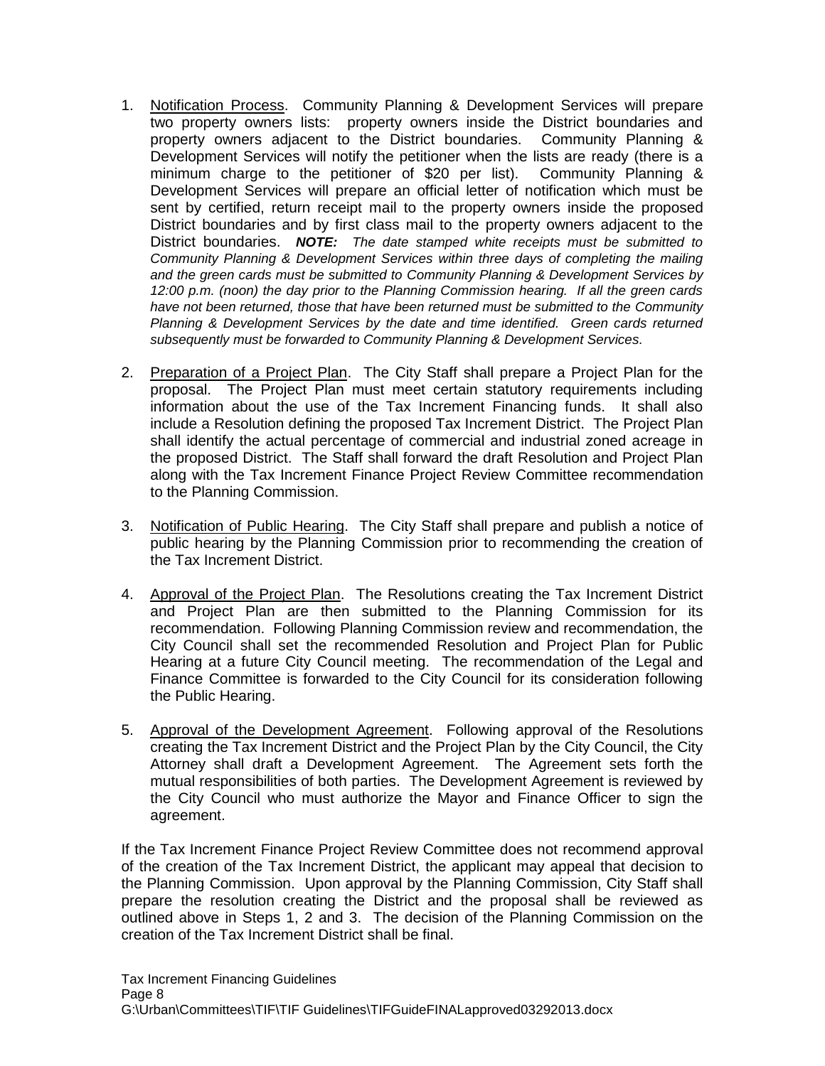1. <u>Notification Process</u>. Community Planning & Development Services will prepare two property owners lists: property owners inside the District boundaries and property owners adjacent to the District boundaries. Community Planning & Development Services will notify the petitioner when the lists are ready (there is a minimum charge to the petitioner of $20 per list). Community Planning & Development Services will prepare an official letter of notification which must be sent by certified, return receipt mail to the property owners inside the proposed District boundaries and by first class mail to the property owners adjacent to the District boundaries. ***NOTE:*** *The date stamped white receipts must be submitted to Community Planning & Development Services within three days of completing the mailing and the green cards must be submitted to Community Planning & Development Services by 12:00 p.m. (noon) the day prior to the Planning Commission hearing. If all the green cards have not been returned, those that have been returned must be submitted to the Community Planning & Development Services by the date and time identified. Green cards returned subsequently must be forwarded to Community Planning & Development Services.*

2. <u>Preparation of a Project Plan</u>. The City Staff shall prepare a Project Plan for the proposal. The Project Plan must meet certain statutory requirements including information about the use of the Tax Increment Financing funds. It shall also include a Resolution defining the proposed Tax Increment District. The Project Plan shall identify the actual percentage of commercial and industrial zoned acreage in the proposed District. The Staff shall forward the draft Resolution and Project Plan along with the Tax Increment Finance Project Review Committee recommendation to the Planning Commission.

3. <u>Notification of Public Hearing</u>. The City Staff shall prepare and publish a notice of public hearing by the Planning Commission prior to recommending the creation of the Tax Increment District.

4. <u>Approval of the Project Plan</u>. The Resolutions creating the Tax Increment District and Project Plan are then submitted to the Planning Commission for its recommendation. Following Planning Commission review and recommendation, the City Council shall set the recommended Resolution and Project Plan for Public Hearing at a future City Council meeting. The recommendation of the Legal and Finance Committee is forwarded to the City Council for its consideration following the Public Hearing.

5. <u>Approval of the Development Agreement</u>. Following approval of the Resolutions creating the Tax Increment District and the Project Plan by the City Council, the City Attorney shall draft a Development Agreement. The Agreement sets forth the mutual responsibilities of both parties. The Development Agreement is reviewed by the City Council who must authorize the Mayor and Finance Officer to sign the agreement.

If the Tax Increment Finance Project Review Committee does not recommend approval of the creation of the Tax Increment District, the applicant may appeal that decision to the Planning Commission. Upon approval by the Planning Commission, City Staff shall prepare the resolution creating the District and the proposal shall be reviewed as outlined above in Steps 1, 2 and 3. The decision of the Planning Commission on the creation of the Tax Increment District shall be final.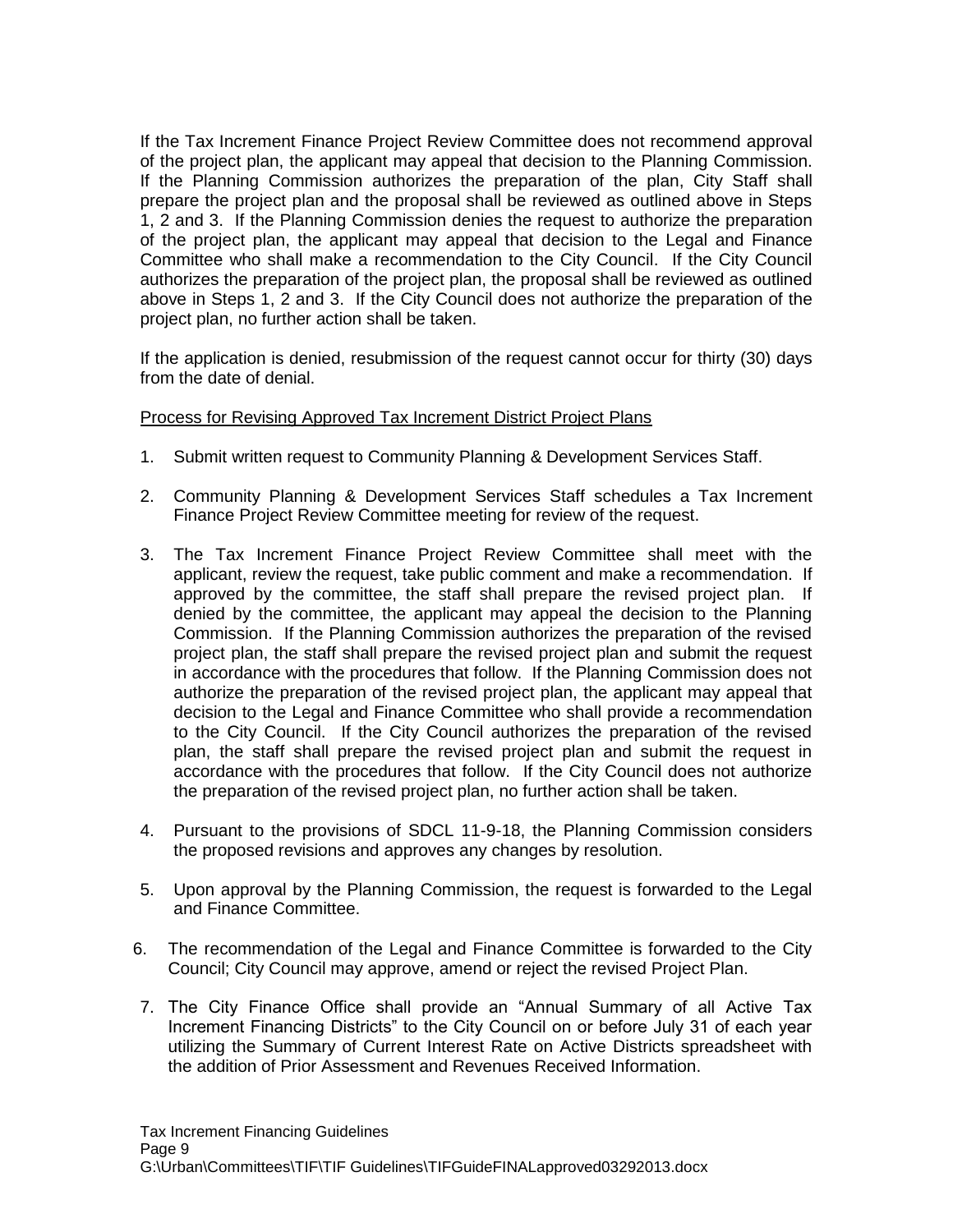If the Tax Increment Finance Project Review Committee does not recommend approval of the project plan, the applicant may appeal that decision to the Planning Commission. If the Planning Commission authorizes the preparation of the plan, City Staff shall prepare the project plan and the proposal shall be reviewed as outlined above in Steps 1, 2 and 3. If the Planning Commission denies the request to authorize the preparation of the project plan, the applicant may appeal that decision to the Legal and Finance Committee who shall make a recommendation to the City Council. If the City Council authorizes the preparation of the project plan, the proposal shall be reviewed as outlined above in Steps 1, 2 and 3. If the City Council does not authorize the preparation of the project plan, no further action shall be taken.

If the application is denied, resubmission of the request cannot occur for thirty (30) days from the date of denial.

<u>Process for Revising Approved Tax Increment District Project Plans</u>

1. Submit written request to Community Planning & Development Services Staff.

2. Community Planning & Development Services Staff schedules a Tax Increment Finance Project Review Committee meeting for review of the request.

3. The Tax Increment Finance Project Review Committee shall meet with the applicant, review the request, take public comment and make a recommendation. If approved by the committee, the staff shall prepare the revised project plan. If denied by the committee, the applicant may appeal the decision to the Planning Commission. If the Planning Commission authorizes the preparation of the revised project plan, the staff shall prepare the revised project plan and submit the request in accordance with the procedures that follow. If the Planning Commission does not authorize the preparation of the revised project plan, the applicant may appeal that decision to the Legal and Finance Committee who shall provide a recommendation to the City Council. If the City Council authorizes the preparation of the revised plan, the staff shall prepare the revised project plan and submit the request in accordance with the procedures that follow. If the City Council does not authorize the preparation of the revised project plan, no further action shall be taken.

4. Pursuant to the provisions of SDCL 11-9-18, the Planning Commission considers the proposed revisions and approves any changes by resolution.

5. Upon approval by the Planning Commission, the request is forwarded to the Legal and Finance Committee.

6. The recommendation of the Legal and Finance Committee is forwarded to the City Council; City Council may approve, amend or reject the revised Project Plan.

7. The City Finance Office shall provide an "Annual Summary of all Active Tax Increment Financing Districts" to the City Council on or before July 31 of each year utilizing the Summary of Current Interest Rate on Active Districts spreadsheet with the addition of Prior Assessment and Revenues Received Information.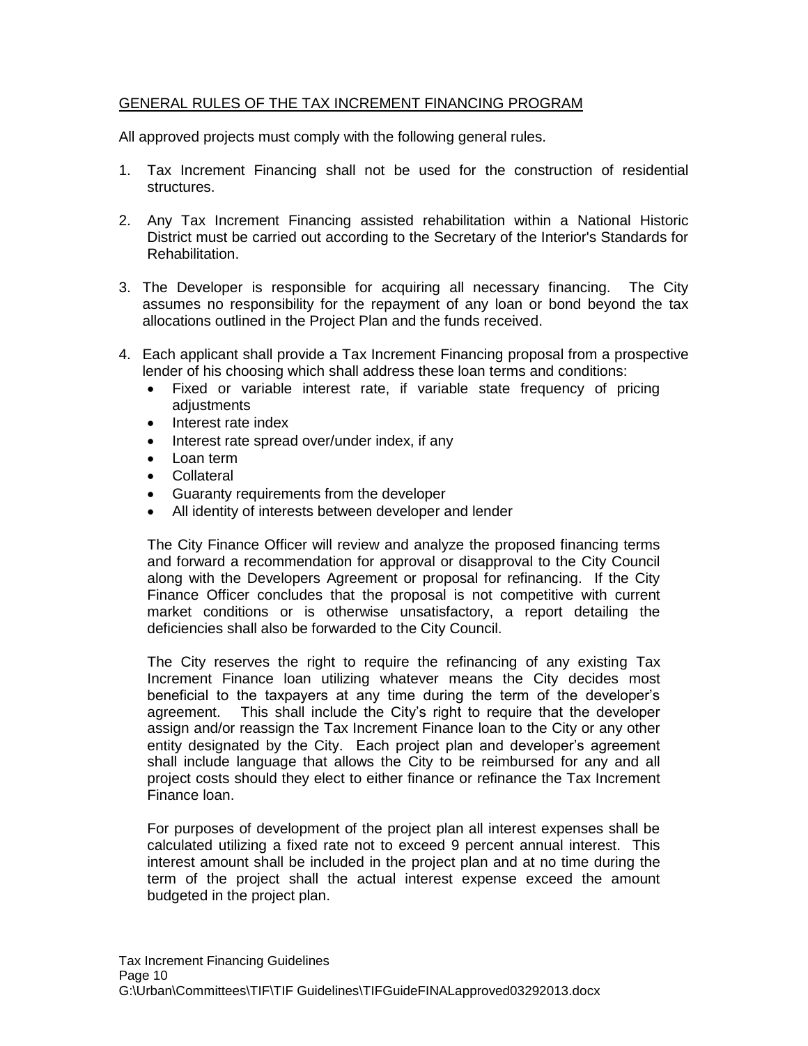## GENERAL RULES OF THE TAX INCREMENT FINANCING PROGRAM

All approved projects must comply with the following general rules.

1. Tax Increment Financing shall not be used for the construction of residential structures.

2. Any Tax Increment Financing assisted rehabilitation within a National Historic District must be carried out according to the Secretary of the Interior's Standards for Rehabilitation.

3. The Developer is responsible for acquiring all necessary financing. The City assumes no responsibility for the repayment of any loan or bond beyond the tax allocations outlined in the Project Plan and the funds received.

4. Each applicant shall provide a Tax Increment Financing proposal from a prospective lender of his choosing which shall address these loan terms and conditions:
   - Fixed or variable interest rate, if variable state frequency of pricing adjustments
   - Interest rate index
   - Interest rate spread over/under index, if any
   - Loan term
   - Collateral
   - Guaranty requirements from the developer
   - All identity of interests between developer and lender

   The City Finance Officer will review and analyze the proposed financing terms and forward a recommendation for approval or disapproval to the City Council along with the Developers Agreement or proposal for refinancing. If the City Finance Officer concludes that the proposal is not competitive with current market conditions or is otherwise unsatisfactory, a report detailing the deficiencies shall also be forwarded to the City Council.

   The City reserves the right to require the refinancing of any existing Tax Increment Finance loan utilizing whatever means the City decides most beneficial to the taxpayers at any time during the term of the developer's agreement. This shall include the City's right to require that the developer assign and/or reassign the Tax Increment Finance loan to the City or any other entity designated by the City. Each project plan and developer's agreement shall include language that allows the City to be reimbursed for any and all project costs should they elect to either finance or refinance the Tax Increment Finance loan.

   For purposes of development of the project plan all interest expenses shall be calculated utilizing a fixed rate not to exceed 9 percent annual interest. This interest amount shall be included in the project plan and at no time during the term of the project shall the actual interest expense exceed the amount budgeted in the project plan.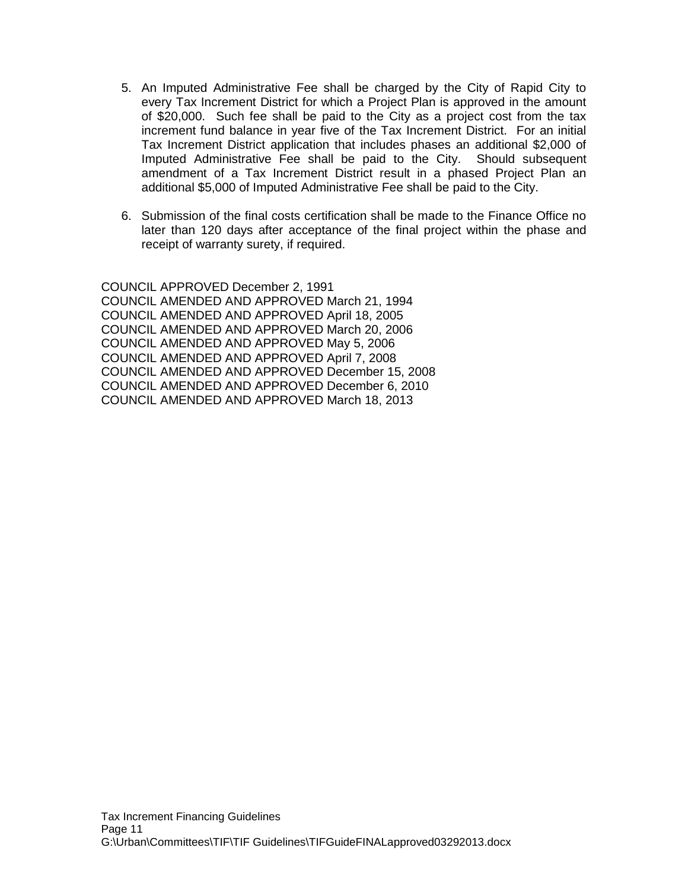5. An Imputed Administrative Fee shall be charged by the City of Rapid City to every Tax Increment District for which a Project Plan is approved in the amount of $20,000. Such fee shall be paid to the City as a project cost from the tax increment fund balance in year five of the Tax Increment District. For an initial Tax Increment District application that includes phases an additional $2,000 of Imputed Administrative Fee shall be paid to the City. Should subsequent amendment of a Tax Increment District result in a phased Project Plan an additional $5,000 of Imputed Administrative Fee shall be paid to the City.

6. Submission of the final costs certification shall be made to the Finance Office no later than 120 days after acceptance of the final project within the phase and receipt of warranty surety, if required.

COUNCIL APPROVED December 2, 1991
COUNCIL AMENDED AND APPROVED March 21, 1994
COUNCIL AMENDED AND APPROVED April 18, 2005
COUNCIL AMENDED AND APPROVED March 20, 2006
COUNCIL AMENDED AND APPROVED May 5, 2006
COUNCIL AMENDED AND APPROVED April 7, 2008
COUNCIL AMENDED AND APPROVED December 15, 2008
COUNCIL AMENDED AND APPROVED December 6, 2010
COUNCIL AMENDED AND APPROVED March 18, 2013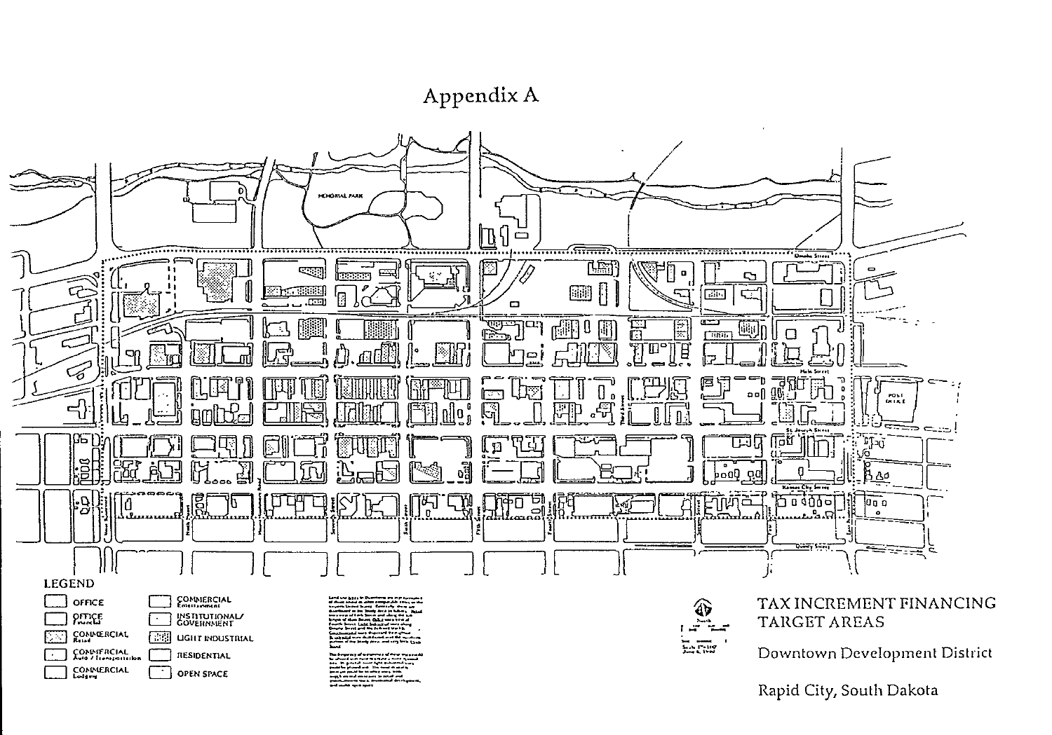# Appendix A

LEGEND

- OFFICE
- OFFICE Financial
- COMMERCIAL Retail
- COMMERCIAL Auto / Transportation
- COMMERCIAL Lodging
- COMMERCIAL Entertainment
- INSTITUTIONAL/ GOVERNMENT
- LIGHT INDUSTRIAL
- RESIDENTIAL
- OPEN SPACE

TAX INCREMENT FINANCING TARGET AREAS

Downtown Development District

Rapid City, South Dakota